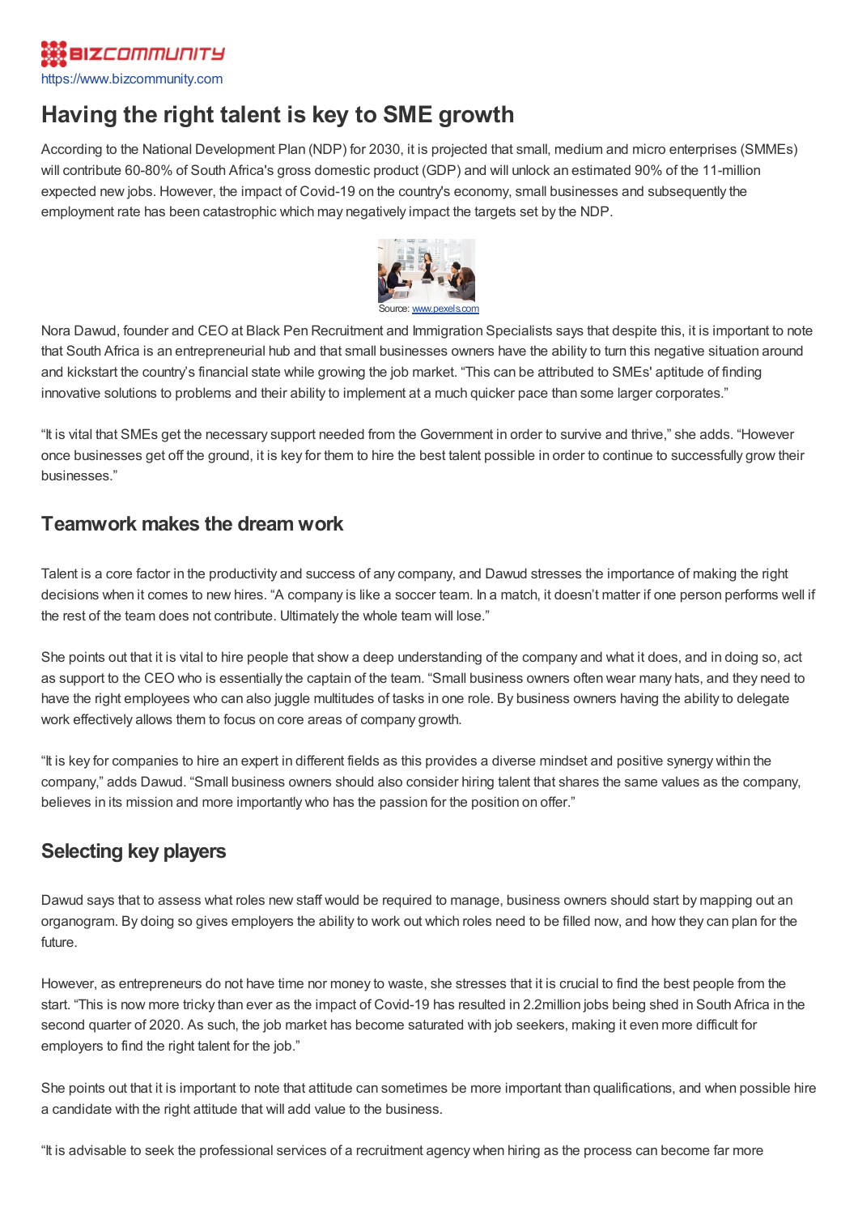BIZCOMMUNITY
https://www.bizcommunity.com

# Having the right talent is key to SME growth

According to the National Development Plan (NDP) for 2030, it is projected that small, medium and micro enterprises (SMMEs) will contribute 60-80% of South Africa's gross domestic product (GDP) and will unlock an estimated 90% of the 11-million expected new jobs. However, the impact of Covid-19 on the country's economy, small businesses and subsequently the employment rate has been catastrophic which may negatively impact the targets set by the NDP.

Source: www.pexels.com

Nora Dawud, founder and CEO at Black Pen Recruitment and Immigration Specialists says that despite this, it is important to note that South Africa is an entrepreneurial hub and that small businesses owners have the ability to turn this negative situation around and kickstart the country's financial state while growing the job market. "This can be attributed to SMEs' aptitude of finding innovative solutions to problems and their ability to implement at a much quicker pace than some larger corporates."

"It is vital that SMEs get the necessary support needed from the Government in order to survive and thrive," she adds. "However once businesses get off the ground, it is key for them to hire the best talent possible in order to continue to successfully grow their businesses."

## Teamwork makes the dream work

Talent is a core factor in the productivity and success of any company, and Dawud stresses the importance of making the right decisions when it comes to new hires. "A company is like a soccer team. In a match, it doesn't matter if one person performs well if the rest of the team does not contribute. Ultimately the whole team will lose."

She points out that it is vital to hire people that show a deep understanding of the company and what it does, and in doing so, act as support to the CEO who is essentially the captain of the team. "Small business owners often wear many hats, and they need to have the right employees who can also juggle multitudes of tasks in one role. By business owners having the ability to delegate work effectively allows them to focus on core areas of company growth.

"It is key for companies to hire an expert in different fields as this provides a diverse mindset and positive synergy within the company," adds Dawud. "Small business owners should also consider hiring talent that shares the same values as the company, believes in its mission and more importantly who has the passion for the position on offer."

## Selecting key players

Dawud says that to assess what roles new staff would be required to manage, business owners should start by mapping out an organogram. By doing so gives employers the ability to work out which roles need to be filled now, and how they can plan for the future.

However, as entrepreneurs do not have time nor money to waste, she stresses that it is crucial to find the best people from the start. "This is now more tricky than ever as the impact of Covid-19 has resulted in 2.2million jobs being shed in South Africa in the second quarter of 2020. As such, the job market has become saturated with job seekers, making it even more difficult for employers to find the right talent for the job."

She points out that it is important to note that attitude can sometimes be more important than qualifications, and when possible hire a candidate with the right attitude that will add value to the business.

"It is advisable to seek the professional services of a recruitment agency when hiring as the process can become far more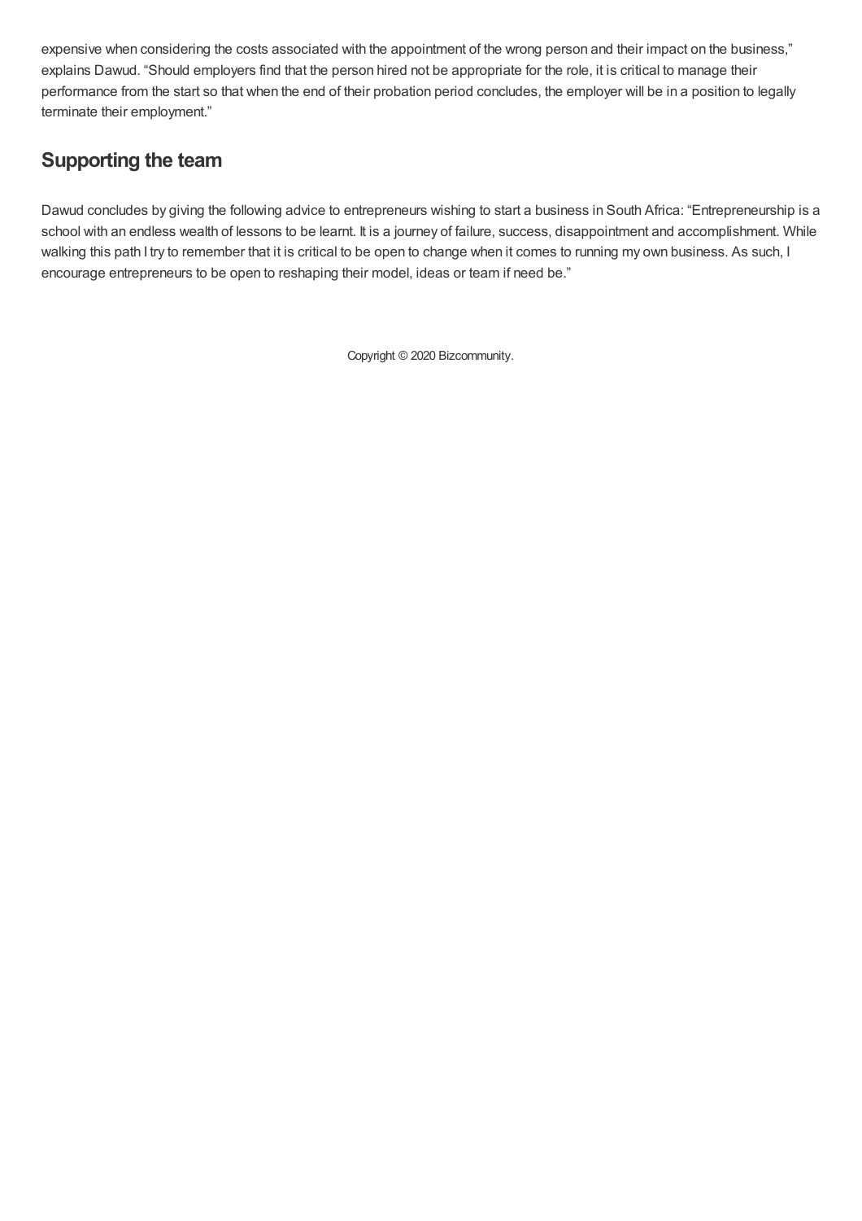expensive when considering the costs associated with the appointment of the wrong person and their impact on the business," explains Dawud. "Should employers find that the person hired not be appropriate for the role, it is critical to manage their performance from the start so that when the end of their probation period concludes, the employer will be in a position to legally terminate their employment."

## Supporting the team

Dawud concludes by giving the following advice to entrepreneurs wishing to start a business in South Africa: "Entrepreneurship is a school with an endless wealth of lessons to be learnt. It is a journey of failure, success, disappointment and accomplishment. While walking this path I try to remember that it is critical to be open to change when it comes to running my own business. As such, I encourage entrepreneurs to be open to reshaping their model, ideas or team if need be."

Copyright © 2020 Bizcommunity.